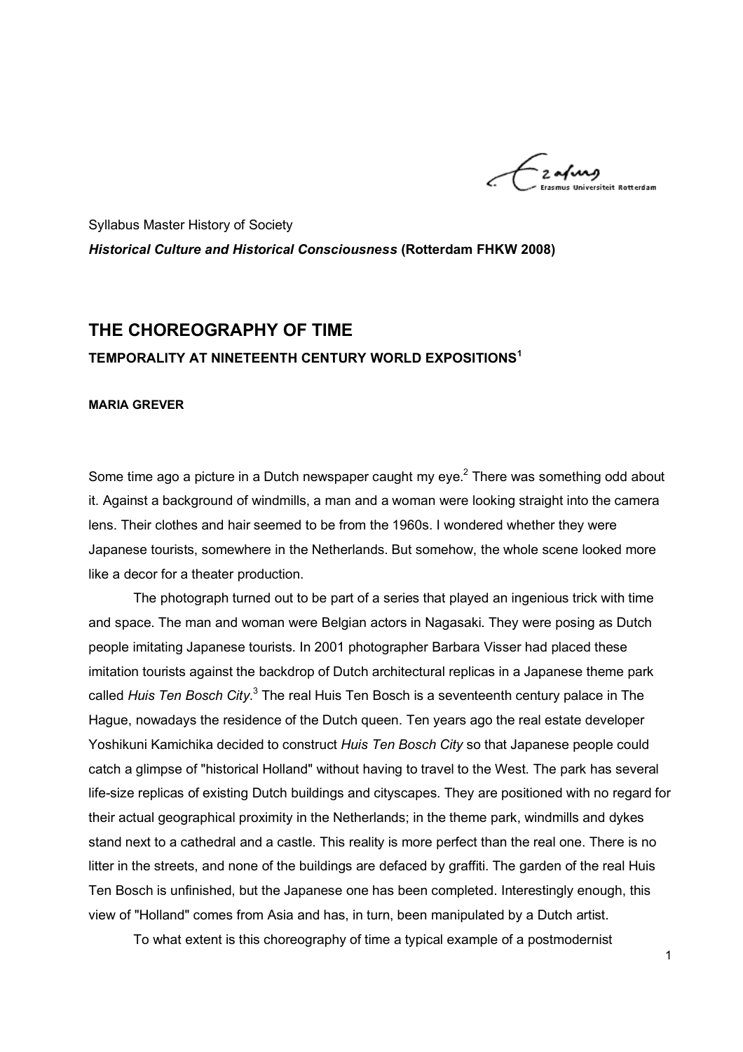Syllabus Master History of Society

***Historical Culture and Historical Consciousness* (Rotterdam FHKW 2008)**

# THE CHOREOGRAPHY OF TIME

## TEMPORALITY AT NINETEENTH CENTURY WORLD EXPOSITIONS[1]

**MARIA GREVER**

Some time ago a picture in a Dutch newspaper caught my eye.[2] There was something odd about it. Against a background of windmills, a man and a woman were looking straight into the camera lens. Their clothes and hair seemed to be from the 1960s. I wondered whether they were Japanese tourists, somewhere in the Netherlands. But somehow, the whole scene looked more like a decor for a theater production.

The photograph turned out to be part of a series that played an ingenious trick with time and space. The man and woman were Belgian actors in Nagasaki. They were posing as Dutch people imitating Japanese tourists. In 2001 photographer Barbara Visser had placed these imitation tourists against the backdrop of Dutch architectural replicas in a Japanese theme park called *Huis Ten Bosch City*.[3] The real Huis Ten Bosch is a seventeenth century palace in The Hague, nowadays the residence of the Dutch queen. Ten years ago the real estate developer Yoshikuni Kamichika decided to construct *Huis Ten Bosch City* so that Japanese people could catch a glimpse of "historical Holland" without having to travel to the West. The park has several life-size replicas of existing Dutch buildings and cityscapes. They are positioned with no regard for their actual geographical proximity in the Netherlands; in the theme park, windmills and dykes stand next to a cathedral and a castle. This reality is more perfect than the real one. There is no litter in the streets, and none of the buildings are defaced by graffiti. The garden of the real Huis Ten Bosch is unfinished, but the Japanese one has been completed. Interestingly enough, this view of "Holland" comes from Asia and has, in turn, been manipulated by a Dutch artist.

To what extent is this choreography of time a typical example of a postmodernist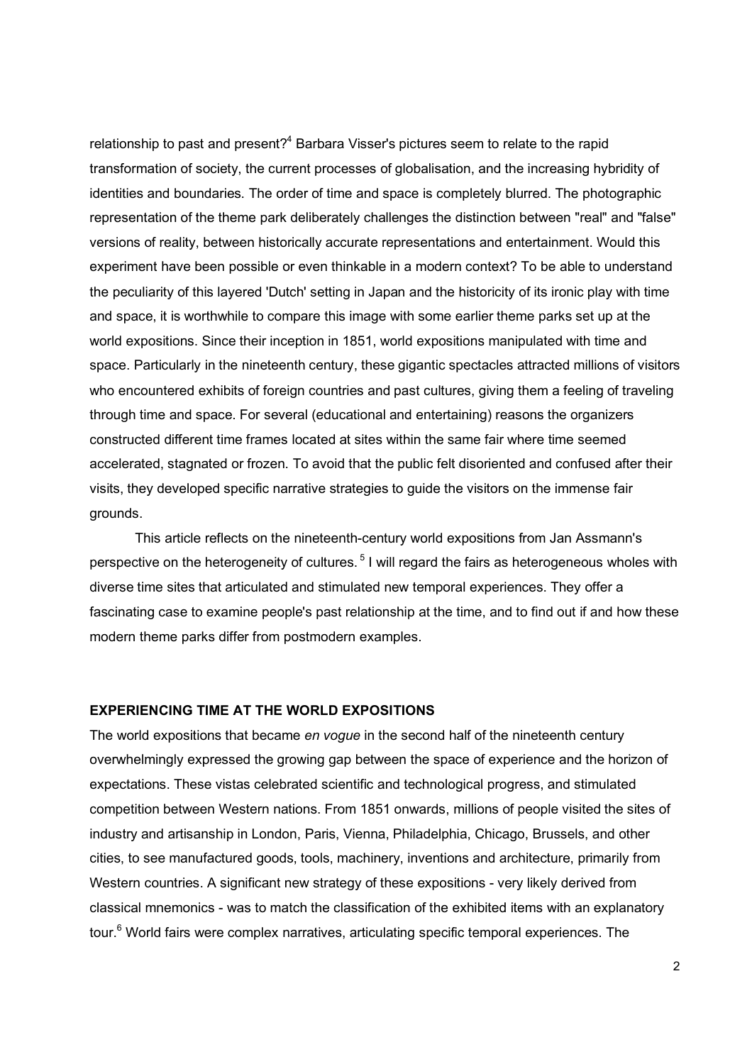relationship to past and present?[4] Barbara Visser's pictures seem to relate to the rapid transformation of society, the current processes of globalisation, and the increasing hybridity of identities and boundaries. The order of time and space is completely blurred. The photographic representation of the theme park deliberately challenges the distinction between "real" and "false" versions of reality, between historically accurate representations and entertainment. Would this experiment have been possible or even thinkable in a modern context? To be able to understand the peculiarity of this layered 'Dutch' setting in Japan and the historicity of its ironic play with time and space, it is worthwhile to compare this image with some earlier theme parks set up at the world expositions. Since their inception in 1851, world expositions manipulated with time and space. Particularly in the nineteenth century, these gigantic spectacles attracted millions of visitors who encountered exhibits of foreign countries and past cultures, giving them a feeling of traveling through time and space. For several (educational and entertaining) reasons the organizers constructed different time frames located at sites within the same fair where time seemed accelerated, stagnated or frozen. To avoid that the public felt disoriented and confused after their visits, they developed specific narrative strategies to guide the visitors on the immense fair grounds.

This article reflects on the nineteenth-century world expositions from Jan Assmann's perspective on the heterogeneity of cultures.[5] I will regard the fairs as heterogeneous wholes with diverse time sites that articulated and stimulated new temporal experiences. They offer a fascinating case to examine people's past relationship at the time, and to find out if and how these modern theme parks differ from postmodern examples.

## EXPERIENCING TIME AT THE WORLD EXPOSITIONS

The world expositions that became *en vogue* in the second half of the nineteenth century overwhelmingly expressed the growing gap between the space of experience and the horizon of expectations. These vistas celebrated scientific and technological progress, and stimulated competition between Western nations. From 1851 onwards, millions of people visited the sites of industry and artisanship in London, Paris, Vienna, Philadelphia, Chicago, Brussels, and other cities, to see manufactured goods, tools, machinery, inventions and architecture, primarily from Western countries. A significant new strategy of these expositions - very likely derived from classical mnemonics - was to match the classification of the exhibited items with an explanatory tour.[6] World fairs were complex narratives, articulating specific temporal experiences. The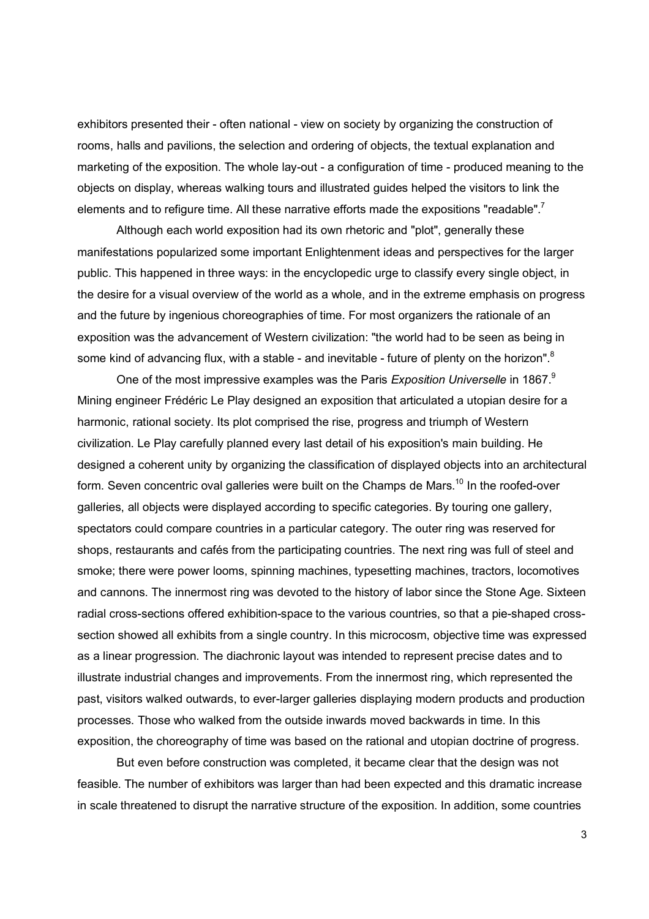exhibitors presented their - often national - view on society by organizing the construction of rooms, halls and pavilions, the selection and ordering of objects, the textual explanation and marketing of the exposition. The whole lay-out - a configuration of time - produced meaning to the objects on display, whereas walking tours and illustrated guides helped the visitors to link the elements and to refigure time. All these narrative efforts made the expositions "readable".[7]

Although each world exposition had its own rhetoric and "plot", generally these manifestations popularized some important Enlightenment ideas and perspectives for the larger public. This happened in three ways: in the encyclopedic urge to classify every single object, in the desire for a visual overview of the world as a whole, and in the extreme emphasis on progress and the future by ingenious choreographies of time. For most organizers the rationale of an exposition was the advancement of Western civilization: "the world had to be seen as being in some kind of advancing flux, with a stable - and inevitable - future of plenty on the horizon".[8]

One of the most impressive examples was the Paris *Exposition Universelle* in 1867.[9] Mining engineer Frédéric Le Play designed an exposition that articulated a utopian desire for a harmonic, rational society. Its plot comprised the rise, progress and triumph of Western civilization. Le Play carefully planned every last detail of his exposition's main building. He designed a coherent unity by organizing the classification of displayed objects into an architectural form. Seven concentric oval galleries were built on the Champs de Mars.[10] In the roofed-over galleries, all objects were displayed according to specific categories. By touring one gallery, spectators could compare countries in a particular category. The outer ring was reserved for shops, restaurants and cafés from the participating countries. The next ring was full of steel and smoke; there were power looms, spinning machines, typesetting machines, tractors, locomotives and cannons. The innermost ring was devoted to the history of labor since the Stone Age. Sixteen radial cross-sections offered exhibition-space to the various countries, so that a pie-shaped cross-section showed all exhibits from a single country. In this microcosm, objective time was expressed as a linear progression. The diachronic layout was intended to represent precise dates and to illustrate industrial changes and improvements. From the innermost ring, which represented the past, visitors walked outwards, to ever-larger galleries displaying modern products and production processes. Those who walked from the outside inwards moved backwards in time. In this exposition, the choreography of time was based on the rational and utopian doctrine of progress.

But even before construction was completed, it became clear that the design was not feasible. The number of exhibitors was larger than had been expected and this dramatic increase in scale threatened to disrupt the narrative structure of the exposition. In addition, some countries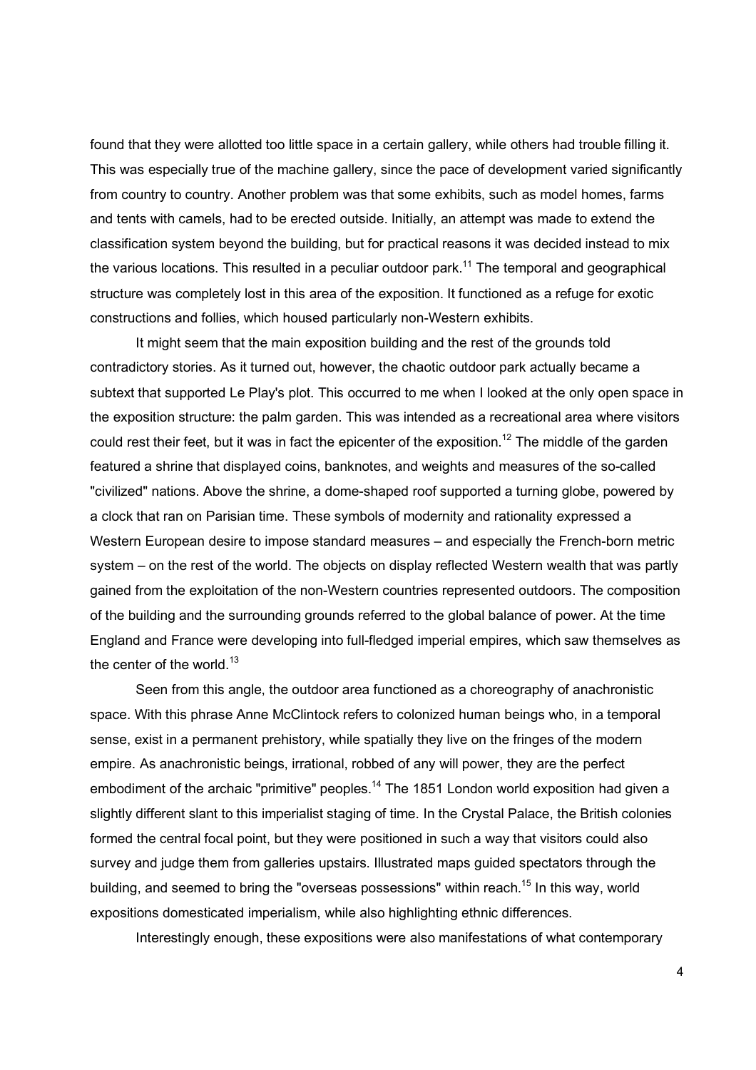found that they were allotted too little space in a certain gallery, while others had trouble filling it. This was especially true of the machine gallery, since the pace of development varied significantly from country to country. Another problem was that some exhibits, such as model homes, farms and tents with camels, had to be erected outside. Initially, an attempt was made to extend the classification system beyond the building, but for practical reasons it was decided instead to mix the various locations. This resulted in a peculiar outdoor park.[11] The temporal and geographical structure was completely lost in this area of the exposition. It functioned as a refuge for exotic constructions and follies, which housed particularly non-Western exhibits.

It might seem that the main exposition building and the rest of the grounds told contradictory stories. As it turned out, however, the chaotic outdoor park actually became a subtext that supported Le Play's plot. This occurred to me when I looked at the only open space in the exposition structure: the palm garden. This was intended as a recreational area where visitors could rest their feet, but it was in fact the epicenter of the exposition.[12] The middle of the garden featured a shrine that displayed coins, banknotes, and weights and measures of the so-called "civilized" nations. Above the shrine, a dome-shaped roof supported a turning globe, powered by a clock that ran on Parisian time. These symbols of modernity and rationality expressed a Western European desire to impose standard measures – and especially the French-born metric system – on the rest of the world. The objects on display reflected Western wealth that was partly gained from the exploitation of the non-Western countries represented outdoors. The composition of the building and the surrounding grounds referred to the global balance of power. At the time England and France were developing into full-fledged imperial empires, which saw themselves as the center of the world.[13]

Seen from this angle, the outdoor area functioned as a choreography of anachronistic space. With this phrase Anne McClintock refers to colonized human beings who, in a temporal sense, exist in a permanent prehistory, while spatially they live on the fringes of the modern empire. As anachronistic beings, irrational, robbed of any will power, they are the perfect embodiment of the archaic "primitive" peoples.[14] The 1851 London world exposition had given a slightly different slant to this imperialist staging of time. In the Crystal Palace, the British colonies formed the central focal point, but they were positioned in such a way that visitors could also survey and judge them from galleries upstairs. Illustrated maps guided spectators through the building, and seemed to bring the "overseas possessions" within reach.[15] In this way, world expositions domesticated imperialism, while also highlighting ethnic differences.

Interestingly enough, these expositions were also manifestations of what contemporary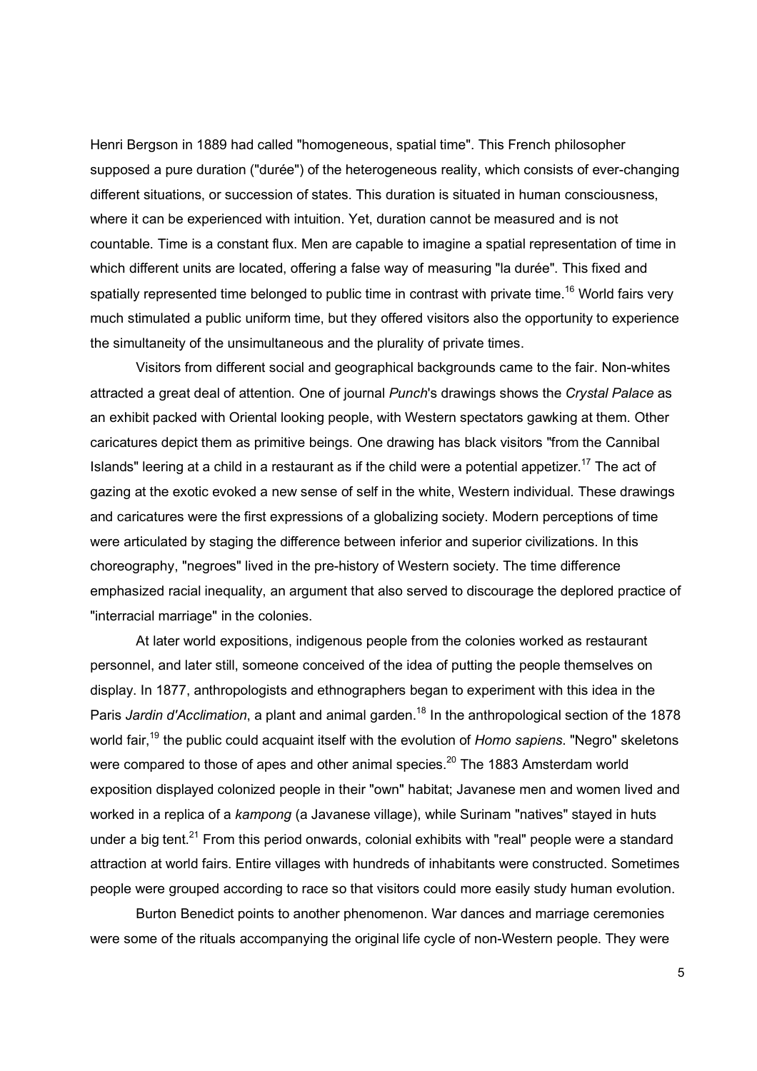Henri Bergson in 1889 had called "homogeneous, spatial time". This French philosopher supposed a pure duration ("durée") of the heterogeneous reality, which consists of ever-changing different situations, or succession of states. This duration is situated in human consciousness, where it can be experienced with intuition. Yet, duration cannot be measured and is not countable. Time is a constant flux. Men are capable to imagine a spatial representation of time in which different units are located, offering a false way of measuring "la durée". This fixed and spatially represented time belonged to public time in contrast with private time.[16] World fairs very much stimulated a public uniform time, but they offered visitors also the opportunity to experience the simultaneity of the unsimultaneous and the plurality of private times.

Visitors from different social and geographical backgrounds came to the fair. Non-whites attracted a great deal of attention. One of journal *Punch*'s drawings shows the *Crystal Palace* as an exhibit packed with Oriental looking people, with Western spectators gawking at them. Other caricatures depict them as primitive beings. One drawing has black visitors "from the Cannibal Islands" leering at a child in a restaurant as if the child were a potential appetizer.[17] The act of gazing at the exotic evoked a new sense of self in the white, Western individual. These drawings and caricatures were the first expressions of a globalizing society. Modern perceptions of time were articulated by staging the difference between inferior and superior civilizations. In this choreography, "negroes" lived in the pre-history of Western society. The time difference emphasized racial inequality, an argument that also served to discourage the deplored practice of "interracial marriage" in the colonies.

At later world expositions, indigenous people from the colonies worked as restaurant personnel, and later still, someone conceived of the idea of putting the people themselves on display. In 1877, anthropologists and ethnographers began to experiment with this idea in the Paris *Jardin d'Acclimation*, a plant and animal garden.[18] In the anthropological section of the 1878 world fair,[19] the public could acquaint itself with the evolution of *Homo sapiens*. "Negro" skeletons were compared to those of apes and other animal species.[20] The 1883 Amsterdam world exposition displayed colonized people in their "own" habitat; Javanese men and women lived and worked in a replica of a *kampong* (a Javanese village), while Surinam "natives" stayed in huts under a big tent.[21] From this period onwards, colonial exhibits with "real" people were a standard attraction at world fairs. Entire villages with hundreds of inhabitants were constructed. Sometimes people were grouped according to race so that visitors could more easily study human evolution.

Burton Benedict points to another phenomenon. War dances and marriage ceremonies were some of the rituals accompanying the original life cycle of non-Western people. They were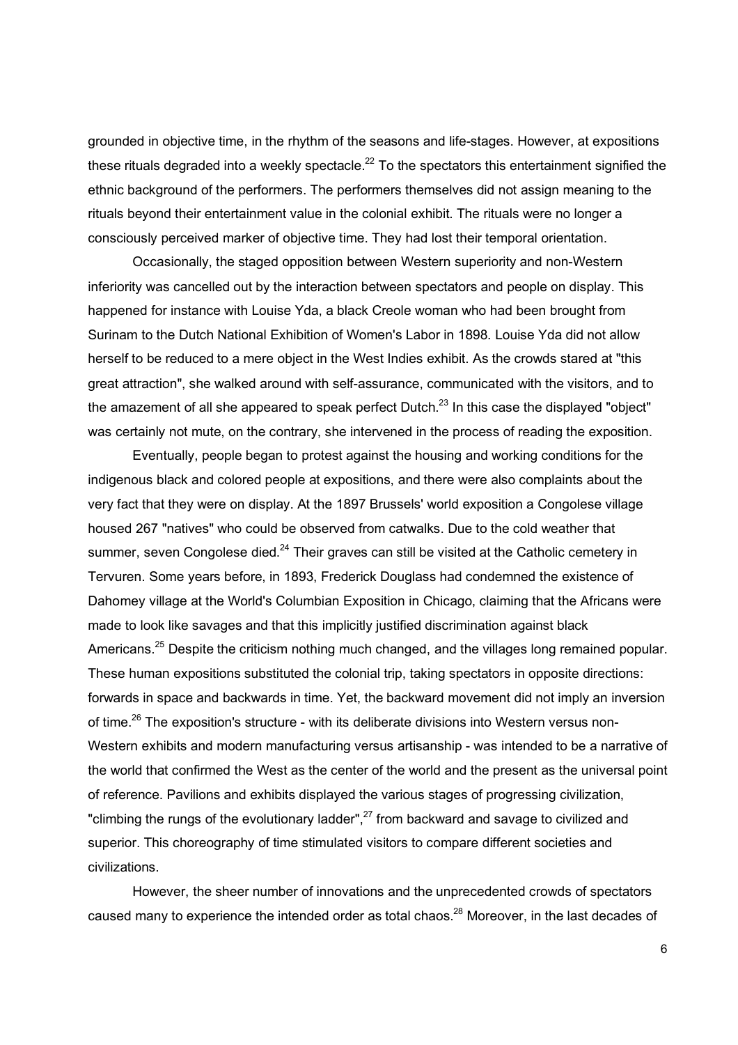grounded in objective time, in the rhythm of the seasons and life-stages. However, at expositions these rituals degraded into a weekly spectacle.[22] To the spectators this entertainment signified the ethnic background of the performers. The performers themselves did not assign meaning to the rituals beyond their entertainment value in the colonial exhibit. The rituals were no longer a consciously perceived marker of objective time. They had lost their temporal orientation.

Occasionally, the staged opposition between Western superiority and non-Western inferiority was cancelled out by the interaction between spectators and people on display. This happened for instance with Louise Yda, a black Creole woman who had been brought from Surinam to the Dutch National Exhibition of Women's Labor in 1898. Louise Yda did not allow herself to be reduced to a mere object in the West Indies exhibit. As the crowds stared at "this great attraction", she walked around with self-assurance, communicated with the visitors, and to the amazement of all she appeared to speak perfect Dutch.[23] In this case the displayed "object" was certainly not mute, on the contrary, she intervened in the process of reading the exposition.

Eventually, people began to protest against the housing and working conditions for the indigenous black and colored people at expositions, and there were also complaints about the very fact that they were on display. At the 1897 Brussels' world exposition a Congolese village housed 267 "natives" who could be observed from catwalks. Due to the cold weather that summer, seven Congolese died.[24] Their graves can still be visited at the Catholic cemetery in Tervuren. Some years before, in 1893, Frederick Douglass had condemned the existence of Dahomey village at the World's Columbian Exposition in Chicago, claiming that the Africans were made to look like savages and that this implicitly justified discrimination against black Americans.[25] Despite the criticism nothing much changed, and the villages long remained popular. These human expositions substituted the colonial trip, taking spectators in opposite directions: forwards in space and backwards in time. Yet, the backward movement did not imply an inversion of time.[26] The exposition's structure - with its deliberate divisions into Western versus non-Western exhibits and modern manufacturing versus artisanship - was intended to be a narrative of the world that confirmed the West as the center of the world and the present as the universal point of reference. Pavilions and exhibits displayed the various stages of progressing civilization, "climbing the rungs of the evolutionary ladder",[27] from backward and savage to civilized and superior. This choreography of time stimulated visitors to compare different societies and civilizations.

However, the sheer number of innovations and the unprecedented crowds of spectators caused many to experience the intended order as total chaos.[28] Moreover, in the last decades of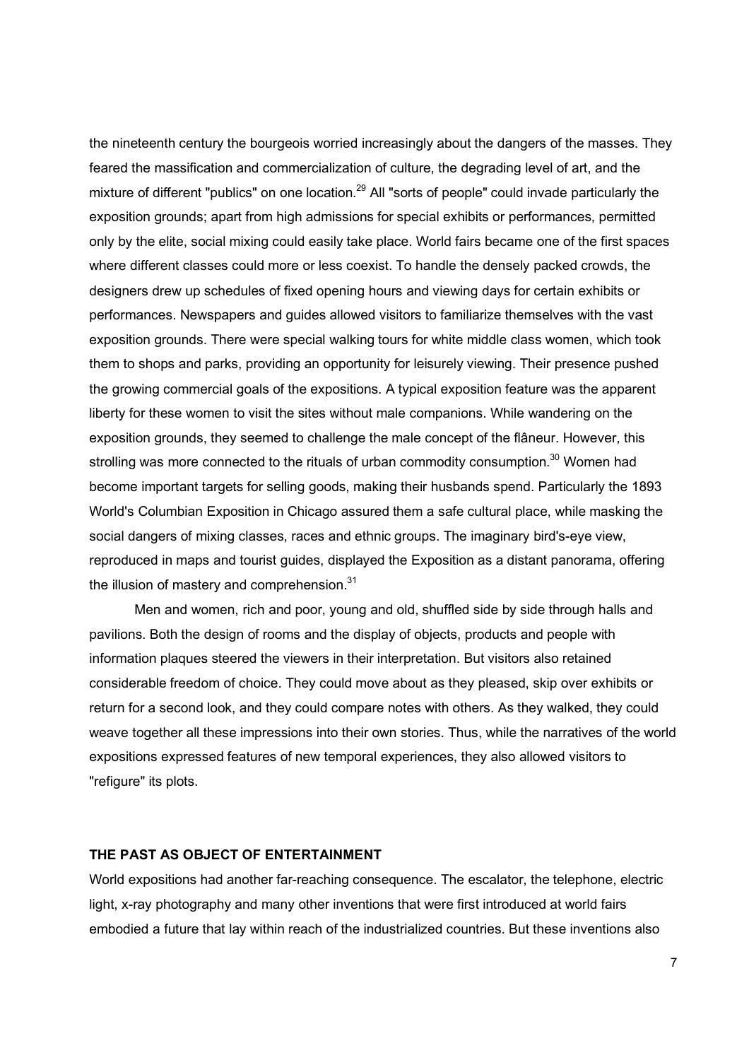the nineteenth century the bourgeois worried increasingly about the dangers of the masses. They feared the massification and commercialization of culture, the degrading level of art, and the mixture of different "publics" on one location.[29] All "sorts of people" could invade particularly the exposition grounds; apart from high admissions for special exhibits or performances, permitted only by the elite, social mixing could easily take place. World fairs became one of the first spaces where different classes could more or less coexist. To handle the densely packed crowds, the designers drew up schedules of fixed opening hours and viewing days for certain exhibits or performances. Newspapers and guides allowed visitors to familiarize themselves with the vast exposition grounds. There were special walking tours for white middle class women, which took them to shops and parks, providing an opportunity for leisurely viewing. Their presence pushed the growing commercial goals of the expositions. A typical exposition feature was the apparent liberty for these women to visit the sites without male companions. While wandering on the exposition grounds, they seemed to challenge the male concept of the flâneur. However, this strolling was more connected to the rituals of urban commodity consumption.[30] Women had become important targets for selling goods, making their husbands spend. Particularly the 1893 World's Columbian Exposition in Chicago assured them a safe cultural place, while masking the social dangers of mixing classes, races and ethnic groups. The imaginary bird's-eye view, reproduced in maps and tourist guides, displayed the Exposition as a distant panorama, offering the illusion of mastery and comprehension.[31]

Men and women, rich and poor, young and old, shuffled side by side through halls and pavilions. Both the design of rooms and the display of objects, products and people with information plaques steered the viewers in their interpretation. But visitors also retained considerable freedom of choice. They could move about as they pleased, skip over exhibits or return for a second look, and they could compare notes with others. As they walked, they could weave together all these impressions into their own stories. Thus, while the narratives of the world expositions expressed features of new temporal experiences, they also allowed visitors to "refigure" its plots.

## THE PAST AS OBJECT OF ENTERTAINMENT

World expositions had another far-reaching consequence. The escalator, the telephone, electric light, x-ray photography and many other inventions that were first introduced at world fairs embodied a future that lay within reach of the industrialized countries. But these inventions also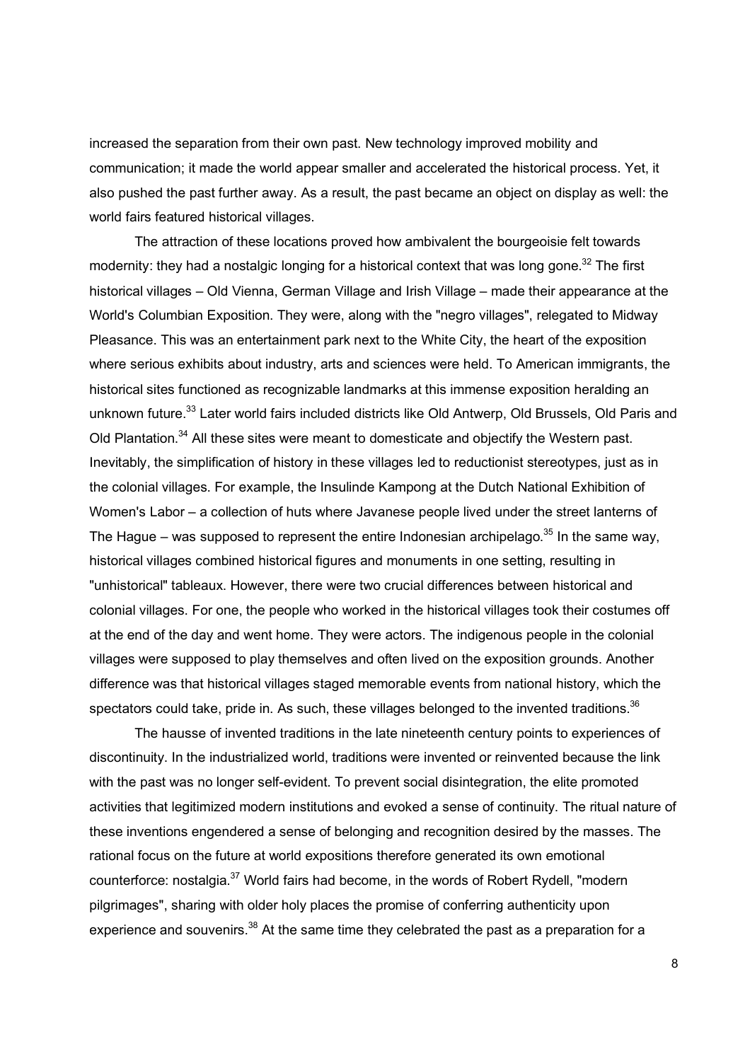increased the separation from their own past. New technology improved mobility and communication; it made the world appear smaller and accelerated the historical process. Yet, it also pushed the past further away. As a result, the past became an object on display as well: the world fairs featured historical villages.

The attraction of these locations proved how ambivalent the bourgeoisie felt towards modernity: they had a nostalgic longing for a historical context that was long gone.[32] The first historical villages – Old Vienna, German Village and Irish Village – made their appearance at the World's Columbian Exposition. They were, along with the "negro villages", relegated to Midway Pleasance. This was an entertainment park next to the White City, the heart of the exposition where serious exhibits about industry, arts and sciences were held. To American immigrants, the historical sites functioned as recognizable landmarks at this immense exposition heralding an unknown future.[33] Later world fairs included districts like Old Antwerp, Old Brussels, Old Paris and Old Plantation.[34] All these sites were meant to domesticate and objectify the Western past. Inevitably, the simplification of history in these villages led to reductionist stereotypes, just as in the colonial villages. For example, the Insulinde Kampong at the Dutch National Exhibition of Women's Labor – a collection of huts where Javanese people lived under the street lanterns of The Hague – was supposed to represent the entire Indonesian archipelago.[35] In the same way, historical villages combined historical figures and monuments in one setting, resulting in "unhistorical" tableaux. However, there were two crucial differences between historical and colonial villages. For one, the people who worked in the historical villages took their costumes off at the end of the day and went home. They were actors. The indigenous people in the colonial villages were supposed to play themselves and often lived on the exposition grounds. Another difference was that historical villages staged memorable events from national history, which the spectators could take, pride in. As such, these villages belonged to the invented traditions.[36]

The hausse of invented traditions in the late nineteenth century points to experiences of discontinuity. In the industrialized world, traditions were invented or reinvented because the link with the past was no longer self-evident. To prevent social disintegration, the elite promoted activities that legitimized modern institutions and evoked a sense of continuity. The ritual nature of these inventions engendered a sense of belonging and recognition desired by the masses. The rational focus on the future at world expositions therefore generated its own emotional counterforce: nostalgia.[37] World fairs had become, in the words of Robert Rydell, "modern pilgrimages", sharing with older holy places the promise of conferring authenticity upon experience and souvenirs.[38] At the same time they celebrated the past as a preparation for a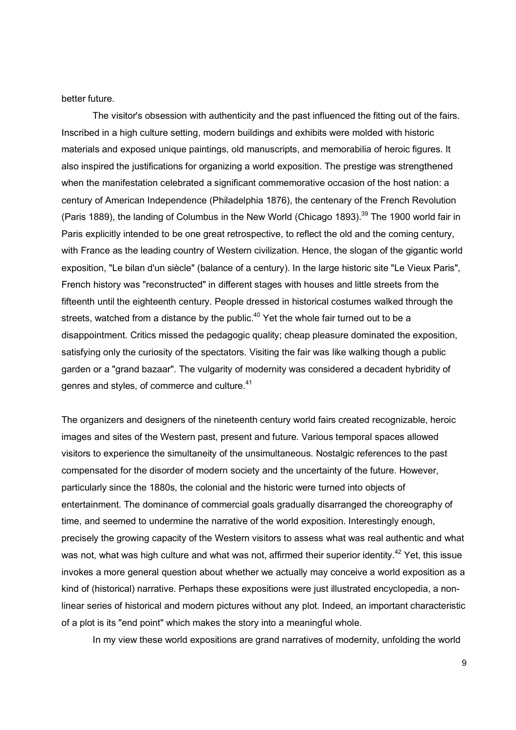better future.

The visitor's obsession with authenticity and the past influenced the fitting out of the fairs. Inscribed in a high culture setting, modern buildings and exhibits were molded with historic materials and exposed unique paintings, old manuscripts, and memorabilia of heroic figures. It also inspired the justifications for organizing a world exposition. The prestige was strengthened when the manifestation celebrated a significant commemorative occasion of the host nation: a century of American Independence (Philadelphia 1876), the centenary of the French Revolution (Paris 1889), the landing of Columbus in the New World (Chicago 1893).[39] The 1900 world fair in Paris explicitly intended to be one great retrospective, to reflect the old and the coming century, with France as the leading country of Western civilization. Hence, the slogan of the gigantic world exposition, "Le bilan d'un siècle" (balance of a century). In the large historic site "Le Vieux Paris", French history was "reconstructed" in different stages with houses and little streets from the fifteenth until the eighteenth century. People dressed in historical costumes walked through the streets, watched from a distance by the public.[40] Yet the whole fair turned out to be a disappointment. Critics missed the pedagogic quality; cheap pleasure dominated the exposition, satisfying only the curiosity of the spectators. Visiting the fair was like walking though a public garden or a "grand bazaar". The vulgarity of modernity was considered a decadent hybridity of genres and styles, of commerce and culture.[41]

The organizers and designers of the nineteenth century world fairs created recognizable, heroic images and sites of the Western past, present and future. Various temporal spaces allowed visitors to experience the simultaneity of the unsimultaneous. Nostalgic references to the past compensated for the disorder of modern society and the uncertainty of the future. However, particularly since the 1880s, the colonial and the historic were turned into objects of entertainment. The dominance of commercial goals gradually disarranged the choreography of time, and seemed to undermine the narrative of the world exposition. Interestingly enough, precisely the growing capacity of the Western visitors to assess what was real authentic and what was not, what was high culture and what was not, affirmed their superior identity.[42] Yet, this issue invokes a more general question about whether we actually may conceive a world exposition as a kind of (historical) narrative. Perhaps these expositions were just illustrated encyclopedia, a non-linear series of historical and modern pictures without any plot. Indeed, an important characteristic of a plot is its "end point" which makes the story into a meaningful whole.

In my view these world expositions are grand narratives of modernity, unfolding the world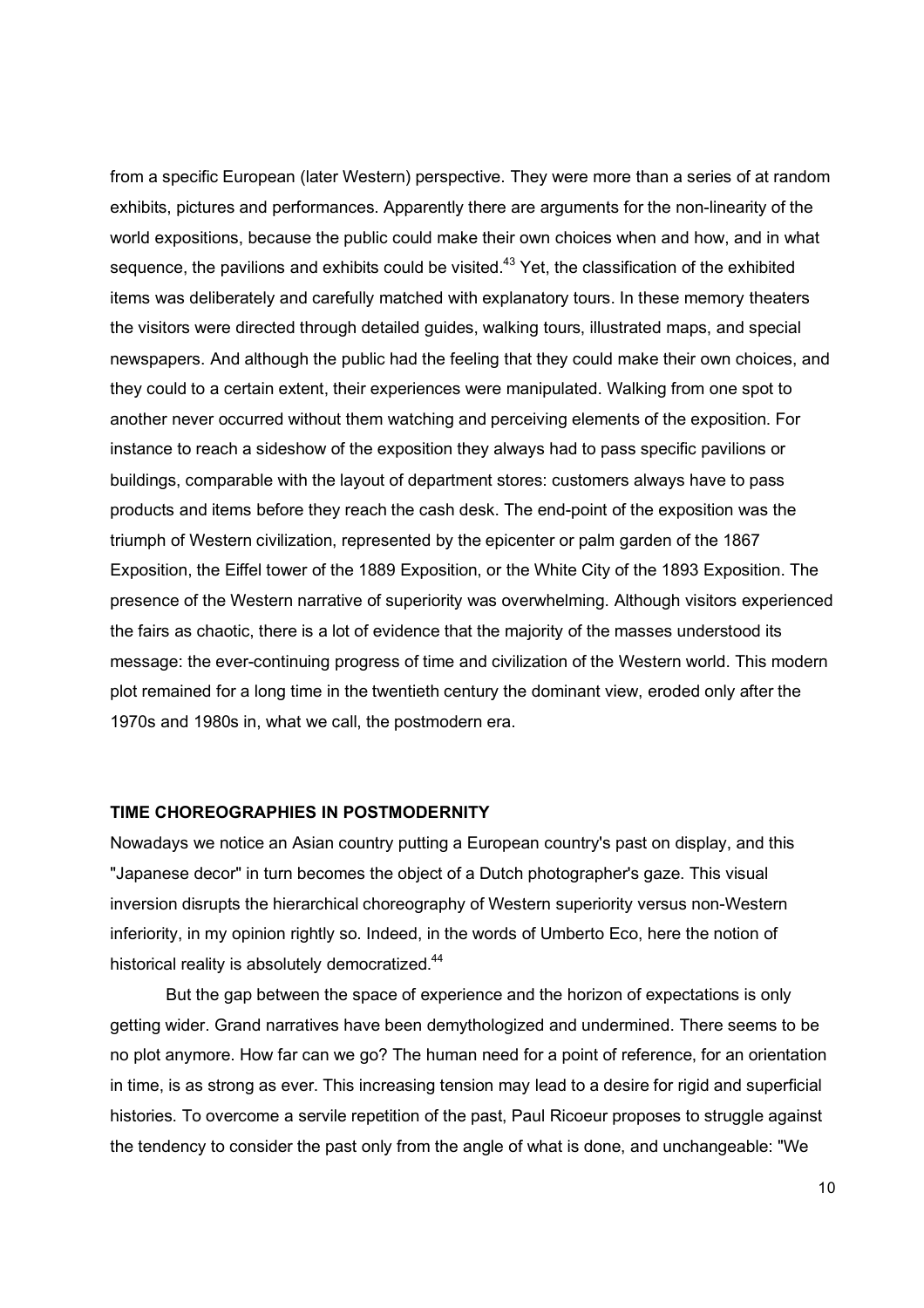from a specific European (later Western) perspective. They were more than a series of at random exhibits, pictures and performances. Apparently there are arguments for the non-linearity of the world expositions, because the public could make their own choices when and how, and in what sequence, the pavilions and exhibits could be visited.[43] Yet, the classification of the exhibited items was deliberately and carefully matched with explanatory tours. In these memory theaters the visitors were directed through detailed guides, walking tours, illustrated maps, and special newspapers. And although the public had the feeling that they could make their own choices, and they could to a certain extent, their experiences were manipulated. Walking from one spot to another never occurred without them watching and perceiving elements of the exposition. For instance to reach a sideshow of the exposition they always had to pass specific pavilions or buildings, comparable with the layout of department stores: customers always have to pass products and items before they reach the cash desk. The end-point of the exposition was the triumph of Western civilization, represented by the epicenter or palm garden of the 1867 Exposition, the Eiffel tower of the 1889 Exposition, or the White City of the 1893 Exposition. The presence of the Western narrative of superiority was overwhelming. Although visitors experienced the fairs as chaotic, there is a lot of evidence that the majority of the masses understood its message: the ever-continuing progress of time and civilization of the Western world. This modern plot remained for a long time in the twentieth century the dominant view, eroded only after the 1970s and 1980s in, what we call, the postmodern era.

## TIME CHOREOGRAPHIES IN POSTMODERNITY

Nowadays we notice an Asian country putting a European country's past on display, and this "Japanese decor" in turn becomes the object of a Dutch photographer's gaze. This visual inversion disrupts the hierarchical choreography of Western superiority versus non-Western inferiority, in my opinion rightly so. Indeed, in the words of Umberto Eco, here the notion of historical reality is absolutely democratized.[44]

But the gap between the space of experience and the horizon of expectations is only getting wider. Grand narratives have been demythologized and undermined. There seems to be no plot anymore. How far can we go? The human need for a point of reference, for an orientation in time, is as strong as ever. This increasing tension may lead to a desire for rigid and superficial histories. To overcome a servile repetition of the past, Paul Ricoeur proposes to struggle against the tendency to consider the past only from the angle of what is done, and unchangeable: "We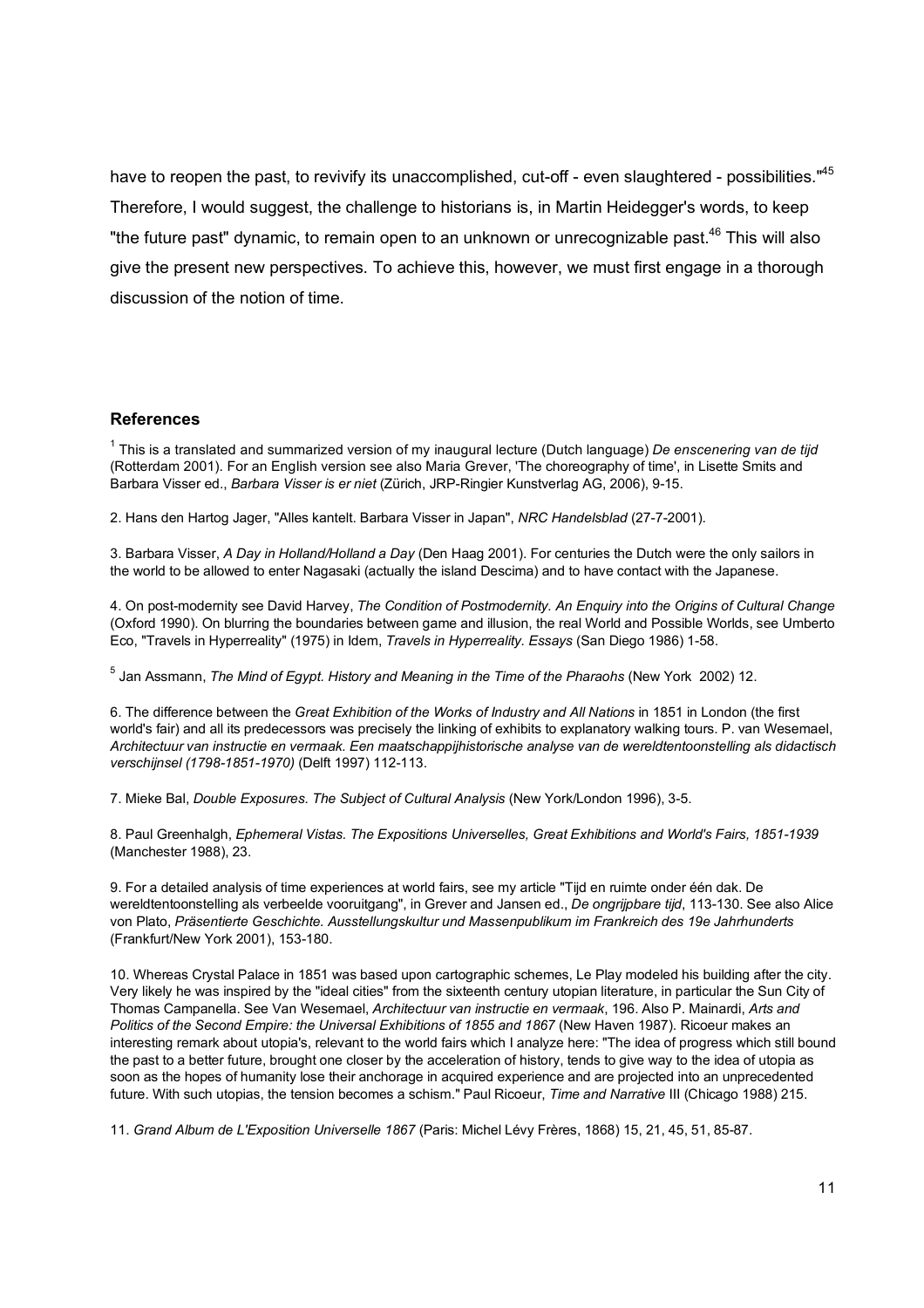have to reopen the past, to revivify its unaccomplished, cut-off - even slaughtered - possibilities."[45] Therefore, I would suggest, the challenge to historians is, in Martin Heidegger's words, to keep "the future past" dynamic, to remain open to an unknown or unrecognizable past.[46] This will also give the present new perspectives. To achieve this, however, we must first engage in a thorough discussion of the notion of time.

### References

[1] This is a translated and summarized version of my inaugural lecture (Dutch language) *De enscenering van de tijd* (Rotterdam 2001). For an English version see also Maria Grever, 'The choreography of time', in Lisette Smits and Barbara Visser ed., *Barbara Visser is er niet* (Zürich, JRP-Ringier Kunstverlag AG, 2006), 9-15.

2. Hans den Hartog Jager, "Alles kantelt. Barbara Visser in Japan", *NRC Handelsblad* (27-7-2001).

3. Barbara Visser, *A Day in Holland/Holland a Day* (Den Haag 2001). For centuries the Dutch were the only sailors in the world to be allowed to enter Nagasaki (actually the island Descima) and to have contact with the Japanese.

4. On post-modernity see David Harvey, *The Condition of Postmodernity. An Enquiry into the Origins of Cultural Change* (Oxford 1990). On blurring the boundaries between game and illusion, the real World and Possible Worlds, see Umberto Eco, "Travels in Hyperreality" (1975) in Idem, *Travels in Hyperreality. Essays* (San Diego 1986) 1-58.

[5] Jan Assmann, *The Mind of Egypt. History and Meaning in the Time of the Pharaohs* (New York 2002) 12.

6. The difference between the *Great Exhibition of the Works of Industry and All Nations* in 1851 in London (the first world's fair) and all its predecessors was precisely the linking of exhibits to explanatory walking tours. P. van Wesemael, *Architectuur van instructie en vermaak. Een maatschappijhistorische analyse van de wereldtentoonstelling als didactisch verschijnsel (1798-1851-1970)* (Delft 1997) 112-113.

7. Mieke Bal, *Double Exposures. The Subject of Cultural Analysis* (New York/London 1996), 3-5.

8. Paul Greenhalgh, *Ephemeral Vistas. The Expositions Universelles, Great Exhibitions and World's Fairs, 1851-1939* (Manchester 1988), 23.

9. For a detailed analysis of time experiences at world fairs, see my article "Tijd en ruimte onder één dak. De wereldtentoonstelling als verbeelde vooruitgang", in Grever and Jansen ed., *De ongrijpbare tijd*, 113-130. See also Alice von Plato, *Präsentierte Geschichte. Ausstellungskultur und Massenpublikum im Frankreich des 19e Jahrhunderts* (Frankfurt/New York 2001), 153-180.

10. Whereas Crystal Palace in 1851 was based upon cartographic schemes, Le Play modeled his building after the city. Very likely he was inspired by the "ideal cities" from the sixteenth century utopian literature, in particular the Sun City of Thomas Campanella. See Van Wesemael, *Architectuur van instructie en vermaak*, 196. Also P. Mainardi, *Arts and Politics of the Second Empire: the Universal Exhibitions of 1855 and 1867* (New Haven 1987). Ricoeur makes an interesting remark about utopia's, relevant to the world fairs which I analyze here: "The idea of progress which still bound the past to a better future, brought one closer by the acceleration of history, tends to give way to the idea of utopia as soon as the hopes of humanity lose their anchorage in acquired experience and are projected into an unprecedented future. With such utopias, the tension becomes a schism." Paul Ricoeur, *Time and Narrative* III (Chicago 1988) 215.

11. *Grand Album de L'Exposition Universelle 1867* (Paris: Michel Lévy Frères, 1868) 15, 21, 45, 51, 85-87.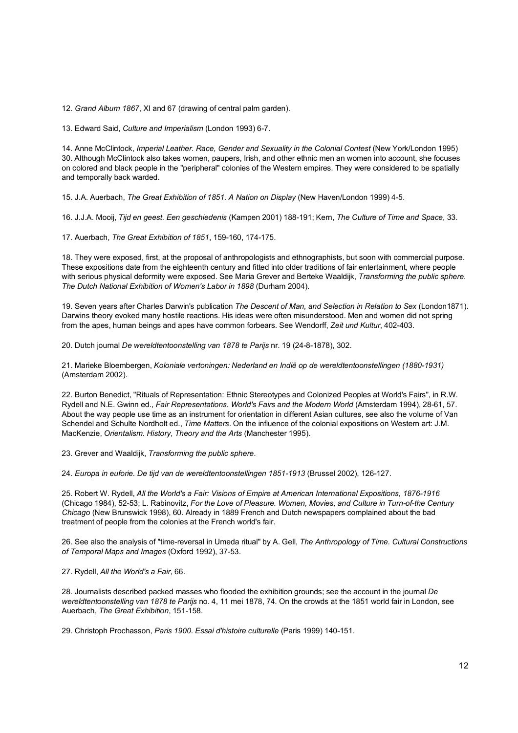12. *Grand Album 1867*, XI and 67 (drawing of central palm garden).

13. Edward Said, *Culture and Imperialism* (London 1993) 6-7.

14. Anne McClintock, *Imperial Leather. Race, Gender and Sexuality in the Colonial Contest* (New York/London 1995) 30. Although McClintock also takes women, paupers, Irish, and other ethnic men an women into account, she focuses on colored and black people in the "peripheral" colonies of the Western empires. They were considered to be spatially and temporally back warded.

15. J.A. Auerbach, *The Great Exhibition of 1851. A Nation on Display* (New Haven/London 1999) 4-5.

16. J.J.A. Mooij, *Tijd en geest. Een geschiedenis* (Kampen 2001) 188-191; Kern, *The Culture of Time and Space*, 33.

17. Auerbach, *The Great Exhibition of 1851*, 159-160, 174-175.

18. They were exposed, first, at the proposal of anthropologists and ethnographists, but soon with commercial purpose. These expositions date from the eighteenth century and fitted into older traditions of fair entertainment, where people with serious physical deformity were exposed. See Maria Grever and Berteke Waaldijk, *Transforming the public sphere. The Dutch National Exhibition of Women's Labor in 1898* (Durham 2004).

19. Seven years after Charles Darwin's publication *The Descent of Man, and Selection in Relation to Sex* (London1871). Darwins theory evoked many hostile reactions. His ideas were often misunderstood. Men and women did not spring from the apes, human beings and apes have common forbears. See Wendorff, *Zeit und Kultur*, 402-403.

20. Dutch journal *De wereldtentoonstelling van 1878 te Parijs* nr. 19 (24-8-1878), 302.

21. Marieke Bloembergen, *Koloniale vertoningen: Nederland en Indië op de wereldtentoonstellingen (1880-1931)* (Amsterdam 2002).

22. Burton Benedict, "Rituals of Representation: Ethnic Stereotypes and Colonized Peoples at World's Fairs", in R.W. Rydell and N.E. Gwinn ed., *Fair Representations. World's Fairs and the Modern World* (Amsterdam 1994), 28-61, 57. About the way people use time as an instrument for orientation in different Asian cultures, see also the volume of Van Schendel and Schulte Nordholt ed., *Time Matters*. On the influence of the colonial expositions on Western art: J.M. MacKenzie, *Orientalism. History, Theory and the Arts* (Manchester 1995).

23. Grever and Waaldijk, *Transforming the public sphere*.

24. *Europa in euforie. De tijd van de wereldtentoonstellingen 1851-1913* (Brussel 2002), 126-127.

25. Robert W. Rydell, *All the World's a Fair: Visions of Empire at American International Expositions, 1876-1916* (Chicago 1984), 52-53; L. Rabinovitz, *For the Love of Pleasure. Women, Movies, and Culture in Turn-of-the Century Chicago* (New Brunswick 1998), 60. Already in 1889 French and Dutch newspapers complained about the bad treatment of people from the colonies at the French world's fair.

26. See also the analysis of "time-reversal in Umeda ritual" by A. Gell, *The Anthropology of Time. Cultural Constructions of Temporal Maps and Images* (Oxford 1992), 37-53.

27. Rydell, *All the World's a Fair*, 66.

28. Journalists described packed masses who flooded the exhibition grounds; see the account in the journal *De wereldtentoonstelling van 1878 te Parijs* no. 4, 11 mei 1878, 74. On the crowds at the 1851 world fair in London, see Auerbach, *The Great Exhibition*, 151-158.

29. Christoph Prochasson, *Paris 1900. Essai d'histoire culturelle* (Paris 1999) 140-151.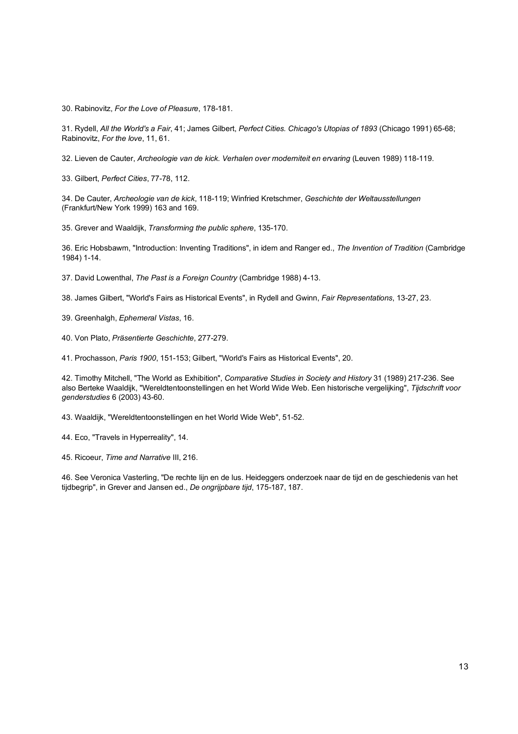30. Rabinovitz, *For the Love of Pleasure*, 178-181.

31. Rydell, *All the World's a Fair*, 41; James Gilbert, *Perfect Cities. Chicago's Utopias of 1893* (Chicago 1991) 65-68; Rabinovitz, *For the love*, 11, 61.

32. Lieven de Cauter, *Archeologie van de kick. Verhalen over moderniteit en ervaring* (Leuven 1989) 118-119.

33. Gilbert, *Perfect Cities*, 77-78, 112.

34. De Cauter, *Archeologie van de kick*, 118-119; Winfried Kretschmer, *Geschichte der Weltausstellungen* (Frankfurt/New York 1999) 163 and 169.

35. Grever and Waaldijk, *Transforming the public sphere*, 135-170.

36. Eric Hobsbawm, "Introduction: Inventing Traditions", in idem and Ranger ed., *The Invention of Tradition* (Cambridge 1984) 1-14.

37. David Lowenthal, *The Past is a Foreign Country* (Cambridge 1988) 4-13.

38. James Gilbert, "World's Fairs as Historical Events", in Rydell and Gwinn, *Fair Representations*, 13-27, 23.

39. Greenhalgh, *Ephemeral Vistas*, 16.

40. Von Plato, *Präsentierte Geschichte*, 277-279.

41. Prochasson, *Paris 1900*, 151-153; Gilbert, "World's Fairs as Historical Events", 20.

42. Timothy Mitchell, "The World as Exhibition", *Comparative Studies in Society and History* 31 (1989) 217-236. See also Berteke Waaldijk, "Wereldtentoonstellingen en het World Wide Web. Een historische vergelijking", *Tijdschrift voor genderstudies* 6 (2003) 43-60.

43. Waaldijk, "Wereldtentoonstellingen en het World Wide Web", 51-52.

44. Eco, "Travels in Hyperreality", 14.

45. Ricoeur, *Time and Narrative* III, 216.

46. See Veronica Vasterling, "De rechte lijn en de lus. Heideggers onderzoek naar de tijd en de geschiedenis van het tijdbegrip", in Grever and Jansen ed., *De ongrijpbare tijd*, 175-187, 187.